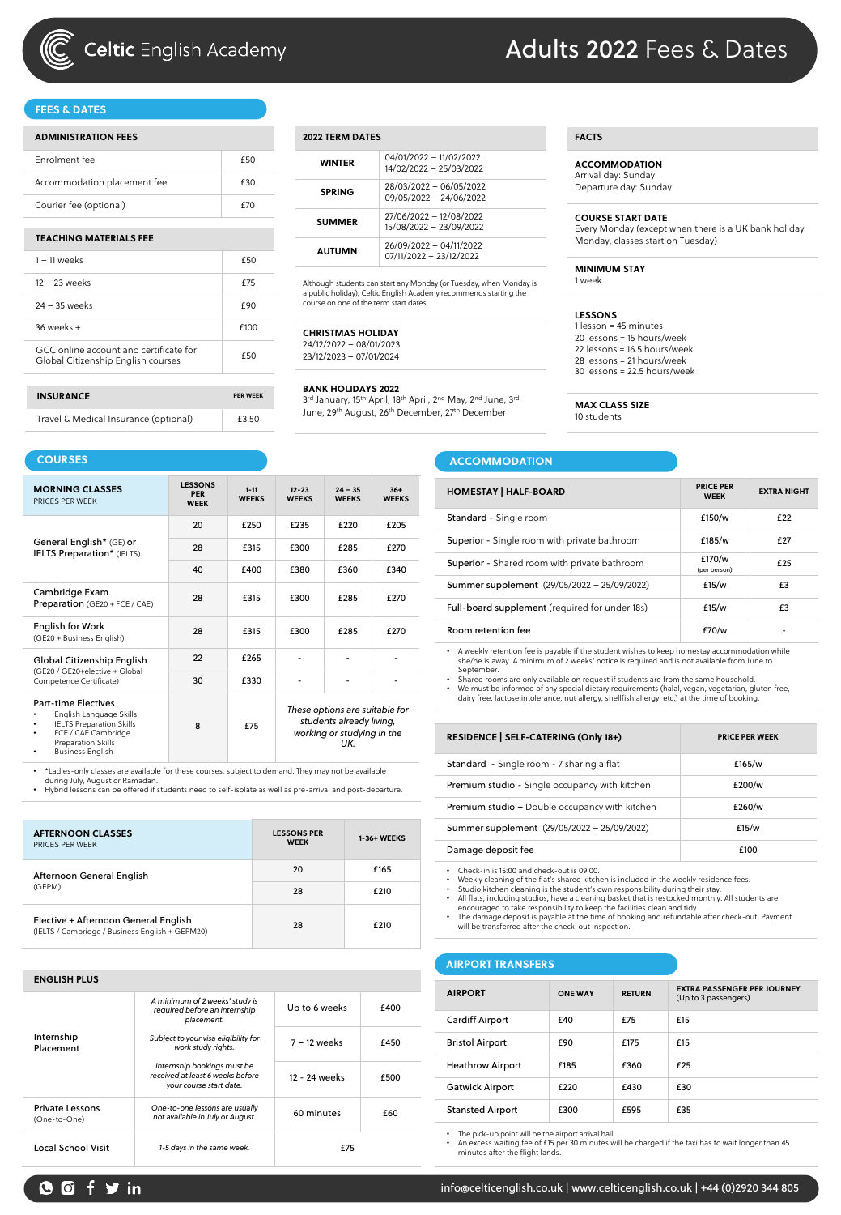# Celtic English Academy

# Adults 2022 Fees & Dates

## FEES & DATES

| ADMINISTRATION FEES | |
|---|---|
| Enrolment fee | £50 |
| Accommodation placement fee | £30 |
| Courier fee (optional) | £70 |

| TEACHING MATERIALS FEE | |
|---|---|
| 1 – 11 weeks | £50 |
| 12 – 23 weeks | £75 |
| 24 – 35 weeks | £90 |
| 36 weeks + | £100 |
| GCC online account and certificate for Global Citizenship English courses | £50 |

| INSURANCE | PER WEEK |
|---|---|
| Travel & Medical Insurance (optional) | £3.50 |

| 2022 TERM DATES | |
|---|---|
| WINTER | 04/01/2022 – 11/02/2022<br>14/02/2022 – 25/03/2022 |
| SPRING | 28/03/2022 – 06/05/2022<br>09/05/2022 – 24/06/2022 |
| SUMMER | 27/06/2022 – 12/08/2022<br>15/08/2022 – 23/09/2022 |
| AUTUMN | 26/09/2022 – 04/11/2022<br>07/11/2022 – 23/12/2022 |

Although students can start any Monday (or Tuesday, when Monday is a public holiday), Celtic English Academy recommends starting the course on one of the term start dates.

**CHRISTMAS HOLIDAY**
24/12/2022 – 08/01/2023
23/12/2023 – 07/01/2024

**BANK HOLIDAYS 2022**
3rd January, 15th April, 18th April, 2nd May, 2nd June, 3rd June, 29th August, 26th December, 27th December

### FACTS

**ACCOMMODATION**
Arrival day: Sunday
Departure day: Sunday

**COURSE START DATE**
Every Monday (except when there is a UK bank holiday Monday, classes start on Tuesday)

**MINIMUM STAY**
1 week

**LESSONS**
1 lesson = 45 minutes
20 lessons = 15 hours/week
22 lessons = 16.5 hours/week
28 lessons = 21 hours/week
30 lessons = 22.5 hours/week

**MAX CLASS SIZE**
10 students

## COURSES

| MORNING CLASSES (PRICES PER WEEK) | LESSONS PER WEEK | 1-11 WEEKS | 12-23 WEEKS | 24 – 35 WEEKS | 36+ WEEKS |
|---|---|---|---|---|---|
| General English* (GE) or IELTS Preparation* (IELTS) | 20 | £250 | £235 | £220 | £205 |
| | 28 | £315 | £300 | £285 | £270 |
| | 40 | £400 | £380 | £360 | £340 |
| Cambridge Exam Preparation (GE20 + FCE / CAE) | 28 | £315 | £300 | £285 | £270 |
| English for Work (GE20 + Business English) | 28 | £315 | £300 | £285 | £270 |
| Global Citizenship English (GE20 / GE20+elective + Global Competence Certificate) | 22 | £265 | - | - | - |
| | 30 | £330 | - | - | - |
| Part-time Electives: English Language Skills; IELTS Preparation Skills; FCE / CAE Cambridge Preparation Skills; Business English | 8 | £75 | *These options are suitable for students already living, working or studying in the UK.* | | |

- *Ladies-only classes are available for these courses, subject to demand. They may not be available during July, August or Ramadan.
- Hybrid lessons can be offered if students need to self-isolate as well as pre-arrival and post-departure.

| AFTERNOON CLASSES (PRICES PER WEEK) | LESSONS PER WEEK | 1-36+ WEEKS |
|---|---|---|
| Afternoon General English (GEPM) | 20 | £165 |
| | 28 | £210 |
| Elective + Afternoon General English (IELTS / Cambridge / Business English + GEPM20) | 28 | £210 |

| ENGLISH PLUS | | | |
|---|---|---|---|
| Internship Placement | *A minimum of 2 weeks' study is required before an internship placement.* | Up to 6 weeks | £400 |
| | *Subject to your visa eligibility for work study rights.* | 7 – 12 weeks | £450 |
| | *Internship bookings must be received at least 6 weeks before your course start date.* | 12 - 24 weeks | £500 |
| Private Lessons (One-to-One) | *One-to-one lessons are usually not available in July or August.* | 60 minutes | £60 |
| Local School Visit | *1-5 days in the same week.* | £75 | |

## ACCOMMODATION

| HOMESTAY \| HALF-BOARD | PRICE PER WEEK | EXTRA NIGHT |
|---|---|---|
| Standard - Single room | £150/w | £22 |
| Superior - Single room with private bathroom | £185/w | £27 |
| Superior - Shared room with private bathroom | £170/w (per person) | £25 |
| Summer supplement (29/05/2022 – 25/09/2022) | £15/w | £3 |
| Full-board supplement (required for under 18s) | £15/w | £3 |
| Room retention fee | £70/w | - |

- A weekly retention fee is payable if the student wishes to keep homestay accommodation while she/he is away. A minimum of 2 weeks' notice is required and is not available from June to September.
- Shared rooms are only available on request if students are from the same household.
- We must be informed of any special dietary requirements (halal, vegan, vegetarian, gluten free, dairy free, lactose intolerance, nut allergy, shellfish allergy, etc.) at the time of booking.

| RESIDENCE \| SELF-CATERING (Only 18+) | PRICE PER WEEK |
|---|---|
| Standard - Single room - 7 sharing a flat | £165/w |
| Premium studio - Single occupancy with kitchen | £200/w |
| Premium studio – Double occupancy with kitchen | £260/w |
| Summer supplement (29/05/2022 – 25/09/2022) | £15/w |
| Damage deposit fee | £100 |

- Check-in is 15:00 and check-out is 09:00.
- Weekly cleaning of the flat's shared kitchen is included in the weekly residence fees.
- Studio kitchen cleaning is the student's own responsibility during their stay.
- All flats, including studios, have a cleaning basket that is restocked monthly. All students are encouraged to take responsibility to keep the facilities clean and tidy.
- The damage deposit is payable at the time of booking and refundable after check-out. Payment will be transferred after the check-out inspection.

## AIRPORT TRANSFERS

| AIRPORT | ONE WAY | RETURN | EXTRA PASSENGER PER JOURNEY (Up to 3 passengers) |
|---|---|---|---|
| Cardiff Airport | £40 | £75 | £15 |
| Bristol Airport | £90 | £175 | £15 |
| Heathrow Airport | £185 | £360 | £25 |
| Gatwick Airport | £220 | £430 | £30 |
| Stansted Airport | £300 | £595 | £35 |

- The pick-up point will be the airport arrival hall.
- An excess waiting fee of £15 per 30 minutes will be charged if the taxi has to wait longer than 45 minutes after the flight lands.

info@celticenglish.co.uk | www.celticenglish.co.uk | +44 (0)2920 344 805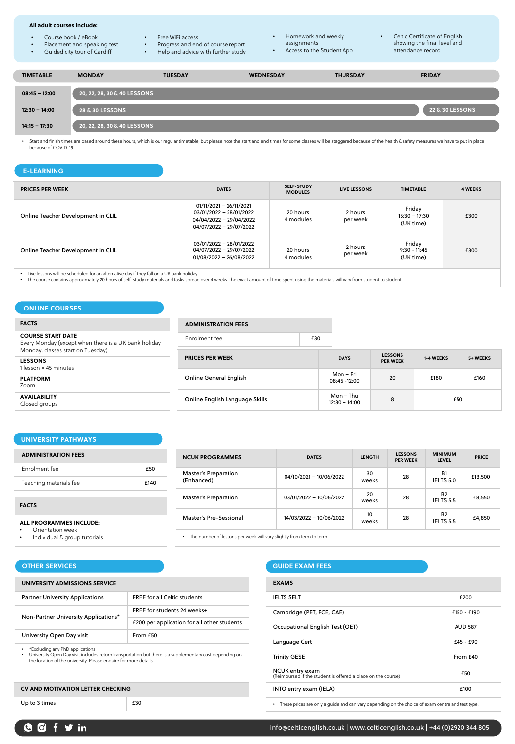**All adult courses include:**

- Course book / eBook
- Placement and speaking test
- Guided city tour of Cardiff
- Free WiFi access
- Progress and end of course report
- Help and advice with further study
- Homework and weekly assignments
- Access to the Student App
- Celtic Certificate of English showing the final level and attendance record

| TIMETABLE | MONDAY | TUESDAY | WEDNESDAY | THURSDAY | FRIDAY |
|---|---|---|---|---|---|
| 08:45 – 12:00 | 20, 22, 28, 30 & 40 LESSONS | | | | |
| 12:30 – 14:00 | 28 & 30 LESSONS | | | | 22 & 30 LESSONS |
| 14:15 – 17:30 | 20, 22, 28, 30 & 40 LESSONS | | | | |

- Start and finish times are based around these hours, which is our regular timetable, but please note the start and end times for some classes will be staggered because of the health & safety measures we have to put in place because of COVID-19.

## E-LEARNING

| PRICES PER WEEK | DATES | SELF-STUDY MODULES | LIVE LESSONS | TIMETABLE | 4 WEEKS |
|---|---|---|---|---|---|
| Online Teacher Development in CLIL | 01/11/2021 – 26/11/2021<br>03/01/2022 – 28/01/2022<br>04/04/2022 – 29/04/2022<br>04/07/2022 – 29/07/2022 | 20 hours<br>4 modules | 2 hours per week | Friday<br>15:30 – 17:30<br>(UK time) | £300 |
| Online Teacher Development in CLIL | 03/01/2022 – 28/01/2022<br>04/07/2022 – 29/07/2022<br>01/08/2022 – 26/08/2022 | 20 hours<br>4 modules | 2 hours per week | Friday<br>9:30 - 11:45<br>(UK time) | £300 |

- Live lessons will be scheduled for an alternative day if they fall on a UK bank holiday.
- The course contains approximately 20 hours of self-study materials and tasks spread over 4 weeks. The exact amount of time spent using the materials will vary from student to student.

## ONLINE COURSES

**FACTS**

**COURSE START DATE**
Every Monday (except when there is a UK bank holiday Monday, classes start on Tuesday)

**LESSONS**
1 lesson = 45 minutes

**PLATFORM**
Zoom

**AVAILABILITY**
Closed groups

| ADMINISTRATION FEES | |
|---|---|
| Enrolment fee | £30 |

| PRICES PER WEEK | DAYS | LESSONS PER WEEK | 1-4 WEEKS | 5+ WEEKS |
|---|---|---|---|---|
| Online General English | Mon – Fri<br>08:45 -12:00 | 20 | £180 | £160 |
| Online English Language Skills | Mon – Thu<br>12:30 – 14:00 | 8 | £50 | |

## UNIVERSITY PATHWAYS

| ADMINISTRATION FEES | |
|---|---|
| Enrolment fee | £50 |
| Teaching materials fee | £140 |

**FACTS**

**ALL PROGRAMMES INCLUDE:**

- Orientation week
- Individual & group tutorials

| NCUK PROGRAMMES | DATES | LENGTH | LESSONS PER WEEK | MINIMUM LEVEL | PRICE |
|---|---|---|---|---|---|
| Master's Preparation (Enhanced) | 04/10/2021 – 10/06/2022 | 30 weeks | 28 | B1<br>IELTS 5.0 | £13,500 |
| Master's Preparation | 03/01/2022 – 10/06/2022 | 20 weeks | 28 | B2<br>IELTS 5.5 | £8,550 |
| Master's Pre-Sessional | 14/03/2022 – 10/06/2022 | 10 weeks | 28 | B2<br>IELTS 5.5 | £4,850 |

- The number of lessons per week will vary slightly from term to term.

## OTHER SERVICES

| UNIVERSITY ADMISSIONS SERVICE | |
|---|---|
| Partner University Applications | FREE for all Celtic students |
| Non-Partner University Applications* | FREE for students 24 weeks+<br>£200 per application for all other students |
| University Open Day visit | From £50 |

- *Excluding any PhD applications.
- University Open Day visit includes return transportation but there is a supplementary cost depending on the location of the university. Please enquire for more details.

| CV AND MOTIVATION LETTER CHECKING | |
|---|---|
| Up to 3 times | £30 |

## GUIDE EXAM FEES

| EXAMS | |
|---|---|
| IELTS SELT | £200 |
| Cambridge (PET, FCE, CAE) | £150 - £190 |
| Occupational English Test (OET) | AUD 587 |
| Language Cert | £45 - £90 |
| Trinity GESE | From £40 |
| NCUK entry exam<br>(Reimbursed if the student is offered a place on the course) | £50 |
| INTO entry exam (IELA) | £100 |

- These prices are only a guide and can vary depending on the choice of exam centre and test type.

info@celticenglish.co.uk | www.celticenglish.co.uk | +44 (0)2920 344 805